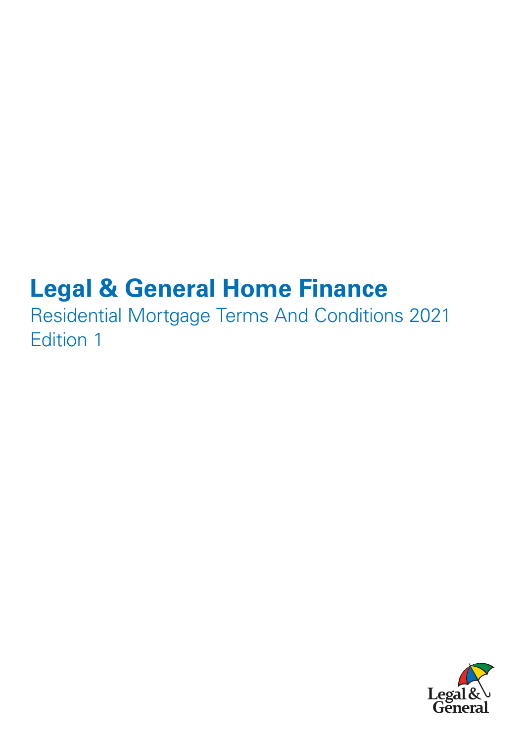# Legal & General Home Finance

Residential Mortgage Terms And Conditions 2021
Edition 1

Legal & General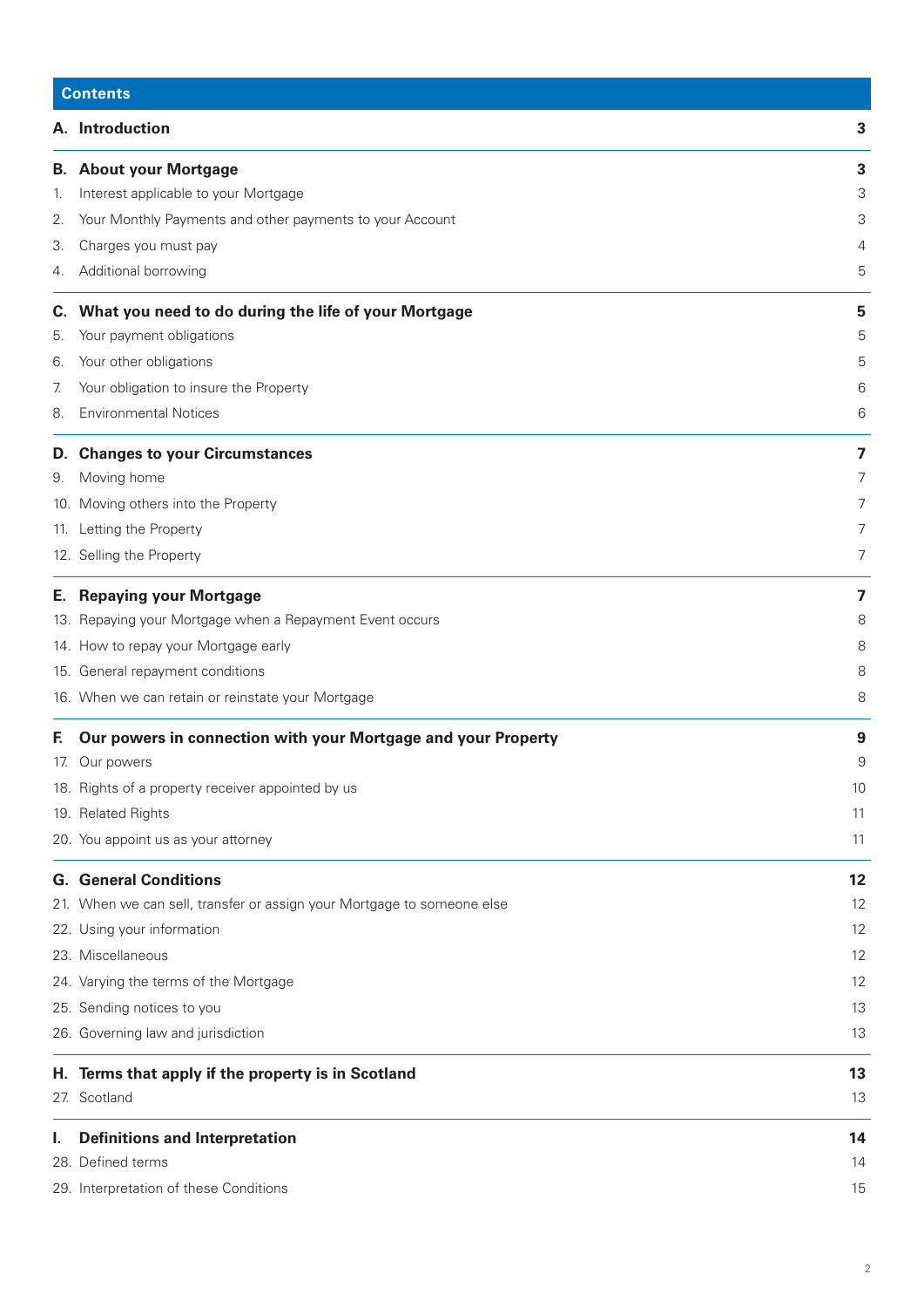## Contents

| | | |
|---|---|---|
| **A.** | **Introduction** | **3** |
| **B.** | **About your Mortgage** | **3** |
| 1. | Interest applicable to your Mortgage | 3 |
| 2. | Your Monthly Payments and other payments to your Account | 3 |
| 3. | Charges you must pay | 4 |
| 4. | Additional borrowing | 5 |
| **C.** | **What you need to do during the life of your Mortgage** | **5** |
| 5. | Your payment obligations | 5 |
| 6. | Your other obligations | 5 |
| 7. | Your obligation to insure the Property | 6 |
| 8. | Environmental Notices | 6 |
| **D.** | **Changes to your Circumstances** | **7** |
| 9. | Moving home | 7 |
| 10. | Moving others into the Property | 7 |
| 11. | Letting the Property | 7 |
| 12. | Selling the Property | 7 |
| **E.** | **Repaying your Mortgage** | **7** |
| 13. | Repaying your Mortgage when a Repayment Event occurs | 8 |
| 14. | How to repay your Mortgage early | 8 |
| 15. | General repayment conditions | 8 |
| 16. | When we can retain or reinstate your Mortgage | 8 |
| **F.** | **Our powers in connection with your Mortgage and your Property** | **9** |
| 17. | Our powers | 9 |
| 18. | Rights of a property receiver appointed by us | 10 |
| 19. | Related Rights | 11 |
| 20. | You appoint us as your attorney | 11 |
| **G.** | **General Conditions** | **12** |
| 21. | When we can sell, transfer or assign your Mortgage to someone else | 12 |
| 22. | Using your information | 12 |
| 23. | Miscellaneous | 12 |
| 24. | Varying the terms of the Mortgage | 12 |
| 25. | Sending notices to you | 13 |
| 26. | Governing law and jurisdiction | 13 |
| **H.** | **Terms that apply if the property is in Scotland** | **13** |
| 27. | Scotland | 13 |
| **I.** | **Definitions and Interpretation** | **14** |
| 28. | Defined terms | 14 |
| 29. | Interpretation of these Conditions | 15 |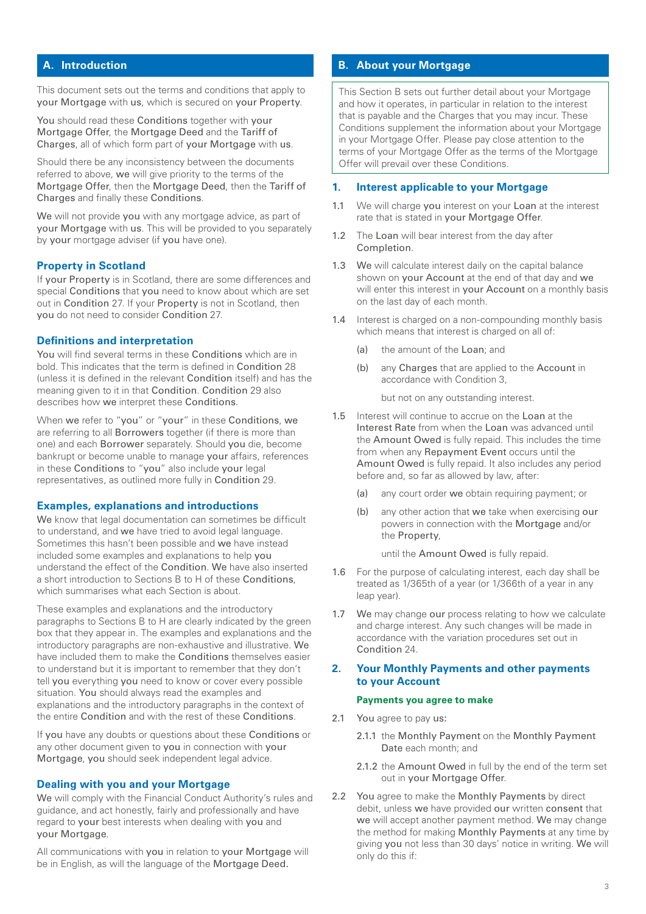## A. Introduction

This document sets out the terms and conditions that apply to your Mortgage with us, which is secured on your Property.

You should read these Conditions together with your Mortgage Offer, the Mortgage Deed and the Tariff of Charges, all of which form part of your Mortgage with us.

Should there be any inconsistency between the documents referred to above, we will give priority to the terms of the Mortgage Offer, then the Mortgage Deed, then the Tariff of Charges and finally these Conditions.

We will not provide you with any mortgage advice, as part of your Mortgage with us. This will be provided to you separately by your mortgage adviser (if you have one).

### Property in Scotland

If your Property is in Scotland, there are some differences and special Conditions that you need to know about which are set out in Condition 27. If your Property is not in Scotland, then you do not need to consider Condition 27.

### Definitions and interpretation

You will find several terms in these Conditions which are in bold. This indicates that the term is defined in Condition 28 (unless it is defined in the relevant Condition itself) and has the meaning given to it in that Condition. Condition 29 also describes how we interpret these Conditions.

When we refer to "you" or "your" in these Conditions, we are referring to all Borrowers together (if there is more than one) and each Borrower separately. Should you die, become bankrupt or become unable to manage your affairs, references in these Conditions to "you" also include your legal representatives, as outlined more fully in Condition 29.

### Examples, explanations and introductions

We know that legal documentation can sometimes be difficult to understand, and we have tried to avoid legal language. Sometimes this hasn't been possible and we have instead included some examples and explanations to help you understand the effect of the Condition. We have also inserted a short introduction to Sections B to H of these Conditions, which summarises what each Section is about.

These examples and explanations and the introductory paragraphs to Sections B to H are clearly indicated by the green box that they appear in. The examples and explanations and the introductory paragraphs are non-exhaustive and illustrative. We have included them to make the Conditions themselves easier to understand but it is important to remember that they don't tell you everything you need to know or cover every possible situation. You should always read the examples and explanations and the introductory paragraphs in the context of the entire Condition and with the rest of these Conditions.

If you have any doubts or questions about these Conditions or any other document given to you in connection with your Mortgage, you should seek independent legal advice.

### Dealing with you and your Mortgage

We will comply with the Financial Conduct Authority's rules and guidance, and act honestly, fairly and professionally and have regard to your best interests when dealing with you and your Mortgage.

All communications with you in relation to your Mortgage will be in English, as will the language of the Mortgage Deed.

## B. About your Mortgage

This Section B sets out further detail about your Mortgage and how it operates, in particular in relation to the interest that is payable and the Charges that you may incur. These Conditions supplement the information about your Mortgage in your Mortgage Offer. Please pay close attention to the terms of your Mortgage Offer as the terms of the Mortgage Offer will prevail over these Conditions.

### 1. Interest applicable to your Mortgage

1.1 We will charge you interest on your Loan at the interest rate that is stated in your Mortgage Offer.

1.2 The Loan will bear interest from the day after Completion.

1.3 We will calculate interest daily on the capital balance shown on your Account at the end of that day and we will enter this interest in your Account on a monthly basis on the last day of each month.

1.4 Interest is charged on a non-compounding monthly basis which means that interest is charged on all of:

(a) the amount of the Loan; and

(b) any Charges that are applied to the Account in accordance with Condition 3,

but not on any outstanding interest.

1.5 Interest will continue to accrue on the Loan at the Interest Rate from when the Loan was advanced until the Amount Owed is fully repaid. This includes the time from when any Repayment Event occurs until the Amount Owed is fully repaid. It also includes any period before and, so far as allowed by law, after:

(a) any court order we obtain requiring payment; or

(b) any other action that we take when exercising our powers in connection with the Mortgage and/or the Property,

until the Amount Owed is fully repaid.

1.6 For the purpose of calculating interest, each day shall be treated as 1/365th of a year (or 1/366th of a year in any leap year).

1.7 We may change our process relating to how we calculate and charge interest. Any such changes will be made in accordance with the variation procedures set out in Condition 24.

### 2. Your Monthly Payments and other payments to your Account

#### Payments you agree to make

2.1 You agree to pay us:

2.1.1 the Monthly Payment on the Monthly Payment Date each month; and

2.1.2 the Amount Owed in full by the end of the term set out in your Mortgage Offer.

2.2 You agree to make the Monthly Payments by direct debit, unless we have provided our written consent that we will accept another payment method. We may change the method for making Monthly Payments at any time by giving you not less than 30 days' notice in writing. We will only do this if: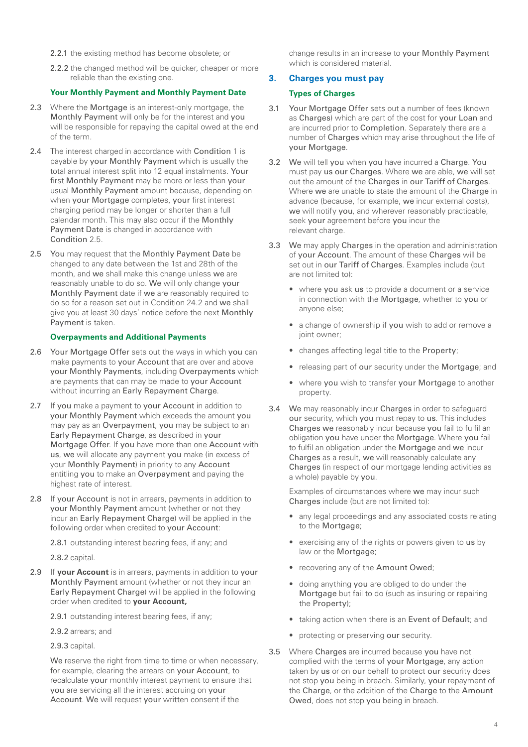2.2.1 the existing method has become obsolete; or

2.2.2 the changed method will be quicker, cheaper or more reliable than the existing one.

### Your Monthly Payment and Monthly Payment Date

2.3 Where the Mortgage is an interest-only mortgage, the Monthly Payment will only be for the interest and you will be responsible for repaying the capital owed at the end of the term.

2.4 The interest charged in accordance with Condition 1 is payable by your Monthly Payment which is usually the total annual interest split into 12 equal instalments. Your first Monthly Payment may be more or less than your usual Monthly Payment amount because, depending on when your Mortgage completes, your first interest charging period may be longer or shorter than a full calendar month. This may also occur if the Monthly Payment Date is changed in accordance with Condition 2.5.

2.5 You may request that the Monthly Payment Date be changed to any date between the 1st and 28th of the month, and we shall make this change unless we are reasonably unable to do so. We will only change your Monthly Payment date if we are reasonably required to do so for a reason set out in Condition 24.2 and we shall give you at least 30 days' notice before the next Monthly Payment is taken.

### Overpayments and Additional Payments

2.6 Your Mortgage Offer sets out the ways in which you can make payments to your Account that are over and above your Monthly Payments, including Overpayments which are payments that can may be made to your Account without incurring an Early Repayment Charge.

2.7 If you make a payment to your Account in addition to your Monthly Payment which exceeds the amount you may pay as an Overpayment, you may be subject to an Early Repayment Charge, as described in your Mortgage Offer. If you have more than one Account with us, we will allocate any payment you make (in excess of your Monthly Payment) in priority to any Account entitling you to make an Overpayment and paying the highest rate of interest.

2.8 If your Account is not in arrears, payments in addition to your Monthly Payment amount (whether or not they incur an Early Repayment Charge) will be applied in the following order when credited to your Account:

2.8.1 outstanding interest bearing fees, if any; and

2.8.2 capital.

2.9 If **your Account** is in arrears, payments in addition to your Monthly Payment amount (whether or not they incur an Early Repayment Charge) will be applied in the following order when credited to **your Account,**

2.9.1 outstanding interest bearing fees, if any;

2.9.2 arrears; and

2.9.3 capital.

We reserve the right from time to time or when necessary, for example, clearing the arrears on your Account, to recalculate your monthly interest payment to ensure that you are servicing all the interest accruing on your Account. We will request your written consent if the change results in an increase to your Monthly Payment which is considered material.

## 3. Charges you must pay

### Types of Charges

3.1 Your Mortgage Offer sets out a number of fees (known as Charges) which are part of the cost for your Loan and are incurred prior to Completion. Separately there are a number of Charges which may arise throughout the life of your Mortgage.

3.2 We will tell you when you have incurred a Charge. You must pay us our Charges. Where we are able, we will set out the amount of the Charges in our Tariff of Charges. Where we are unable to state the amount of the Charge in advance (because, for example, we incur external costs), we will notify you, and wherever reasonably practicable, seek your agreement before you incur the relevant charge.

3.3 We may apply Charges in the operation and administration of your Account. The amount of these Charges will be set out in our Tariff of Charges. Examples include (but are not limited to):

- where you ask us to provide a document or a service in connection with the Mortgage, whether to you or anyone else;
- a change of ownership if you wish to add or remove a joint owner;
- changes affecting legal title to the Property;
- releasing part of our security under the Mortgage; and
- where you wish to transfer your Mortgage to another property.

3.4 We may reasonably incur Charges in order to safeguard our security, which you must repay to us. This includes Charges we reasonably incur because you fail to fulfil an obligation you have under the Mortgage. Where you fail to fulfil an obligation under the Mortgage and we incur Charges as a result, we will reasonably calculate any Charges (in respect of our mortgage lending activities as a whole) payable by you.

Examples of circumstances where we may incur such Charges include (but are not limited to):

- any legal proceedings and any associated costs relating to the Mortgage;
- exercising any of the rights or powers given to us by law or the Mortgage;
- recovering any of the Amount Owed;
- doing anything you are obliged to do under the Mortgage but fail to do (such as insuring or repairing the Property);
- taking action when there is an Event of Default; and
- protecting or preserving our security.

3.5 Where Charges are incurred because you have not complied with the terms of your Mortgage, any action taken by us or on our behalf to protect our security does not stop you being in breach. Similarly, your repayment of the Charge, or the addition of the Charge to the Amount Owed, does not stop you being in breach.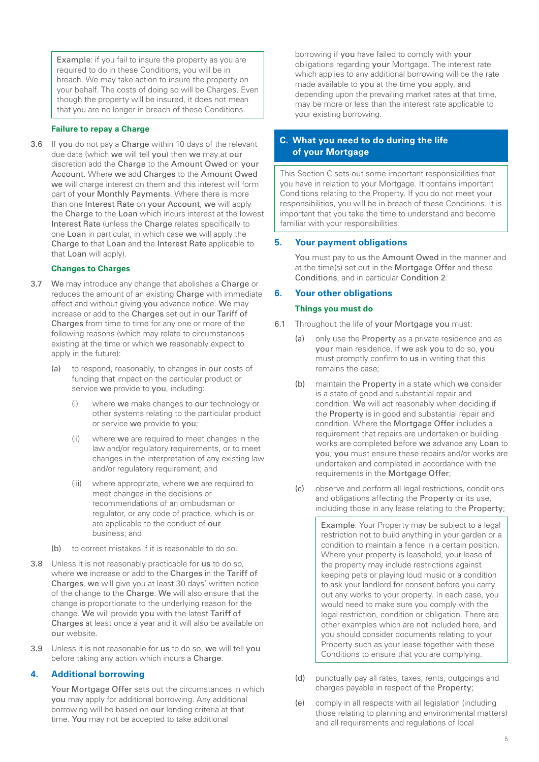Example: if you fail to insure the property as you are required to do in these Conditions, you will be in breach. We may take action to insure the property on your behalf. The costs of doing so will be Charges. Even though the property will be insured, it does not mean that you are no longer in breach of these Conditions.

### Failure to repay a Charge

3.6 If you do not pay a Charge within 10 days of the relevant due date (which we will tell you) then we may at our discretion add the Charge to the Amount Owed on your Account. Where we add Charges to the Amount Owed we will charge interest on them and this interest will form part of your Monthly Payments. Where there is more than one Interest Rate on your Account, we will apply the Charge to the Loan which incurs interest at the lowest Interest Rate (unless the Charge relates specifically to one Loan in particular, in which case we will apply the Charge to that Loan and the Interest Rate applicable to that Loan will apply).

### Changes to Charges

3.7 We may introduce any change that abolishes a Charge or reduces the amount of an existing Charge with immediate effect and without giving you advance notice. We may increase or add to the Charges set out in our Tariff of Charges from time to time for any one or more of the following reasons (which may relate to circumstances existing at the time or which we reasonably expect to apply in the future):

(a) to respond, reasonably, to changes in our costs of funding that impact on the particular product or service we provide to you, including:

(i) where we make changes to our technology or other systems relating to the particular product or service we provide to you;

(ii) where we are required to meet changes in the law and/or regulatory requirements, or to meet changes in the interpretation of any existing law and/or regulatory requirement; and

(iii) where appropriate, where we are required to meet changes in the decisions or recommendations of an ombudsman or regulator, or any code of practice, which is or are applicable to the conduct of our business; and

(b) to correct mistakes if it is reasonable to do so.

3.8 Unless it is not reasonably practicable for us to do so, where we increase or add to the Charges in the Tariff of Charges, we will give you at least 30 days' written notice of the change to the Charge. We will also ensure that the change is proportionate to the underlying reason for the change. We will provide you with the latest Tariff of Charges at least once a year and it will also be available on our website.

3.9 Unless it is not reasonable for us to do so, we will tell you before taking any action which incurs a Charge.

## 4. Additional borrowing

Your Mortgage Offer sets out the circumstances in which you may apply for additional borrowing. Any additional borrowing will be based on our lending criteria at that time. You may not be accepted to take additional borrowing if you have failed to comply with your obligations regarding your Mortgage. The interest rate which applies to any additional borrowing will be the rate made available to you at the time you apply, and depending upon the prevailing market rates at that time, may be more or less than the interest rate applicable to your existing borrowing.

# C. What you need to do during the life of your Mortgage

This Section C sets out some important responsibilities that you have in relation to your Mortgage. It contains important Conditions relating to the Property. If you do not meet your responsibilities, you will be in breach of these Conditions. It is important that you take the time to understand and become familiar with your responsibilities.

## 5. Your payment obligations

You must pay to us the Amount Owed in the manner and at the time(s) set out in the Mortgage Offer and these Conditions, and in particular Condition 2.

## 6. Your other obligations

### Things you must do

6.1 Throughout the life of your Mortgage you must:

(a) only use the Property as a private residence and as your main residence. If we ask you to do so, you must promptly confirm to us in writing that this remains the case;

(b) maintain the Property in a state which we consider is a state of good and substantial repair and condition. We will act reasonably when deciding if the Property is in good and substantial repair and condition. Where the Mortgage Offer includes a requirement that repairs are undertaken or building works are completed before we advance any Loan to you, you must ensure these repairs and/or works are undertaken and completed in accordance with the requirements in the Mortgage Offer;

(c) observe and perform all legal restrictions, conditions and obligations affecting the Property or its use, including those in any lease relating to the Property;

Example: Your Property may be subject to a legal restriction not to build anything in your garden or a condition to maintain a fence in a certain position. Where your property is leasehold, your lease of the property may include restrictions against keeping pets or playing loud music or a condition to ask your landlord for consent before you carry out any works to your property. In each case, you would need to make sure you comply with the legal restriction, condition or obligation. There are other examples which are not included here, and you should consider documents relating to your Property such as your lease together with these Conditions to ensure that you are complying.

(d) punctually pay all rates, taxes, rents, outgoings and charges payable in respect of the Property;

(e) comply in all respects with all legislation (including those relating to planning and environmental matters) and all requirements and regulations of local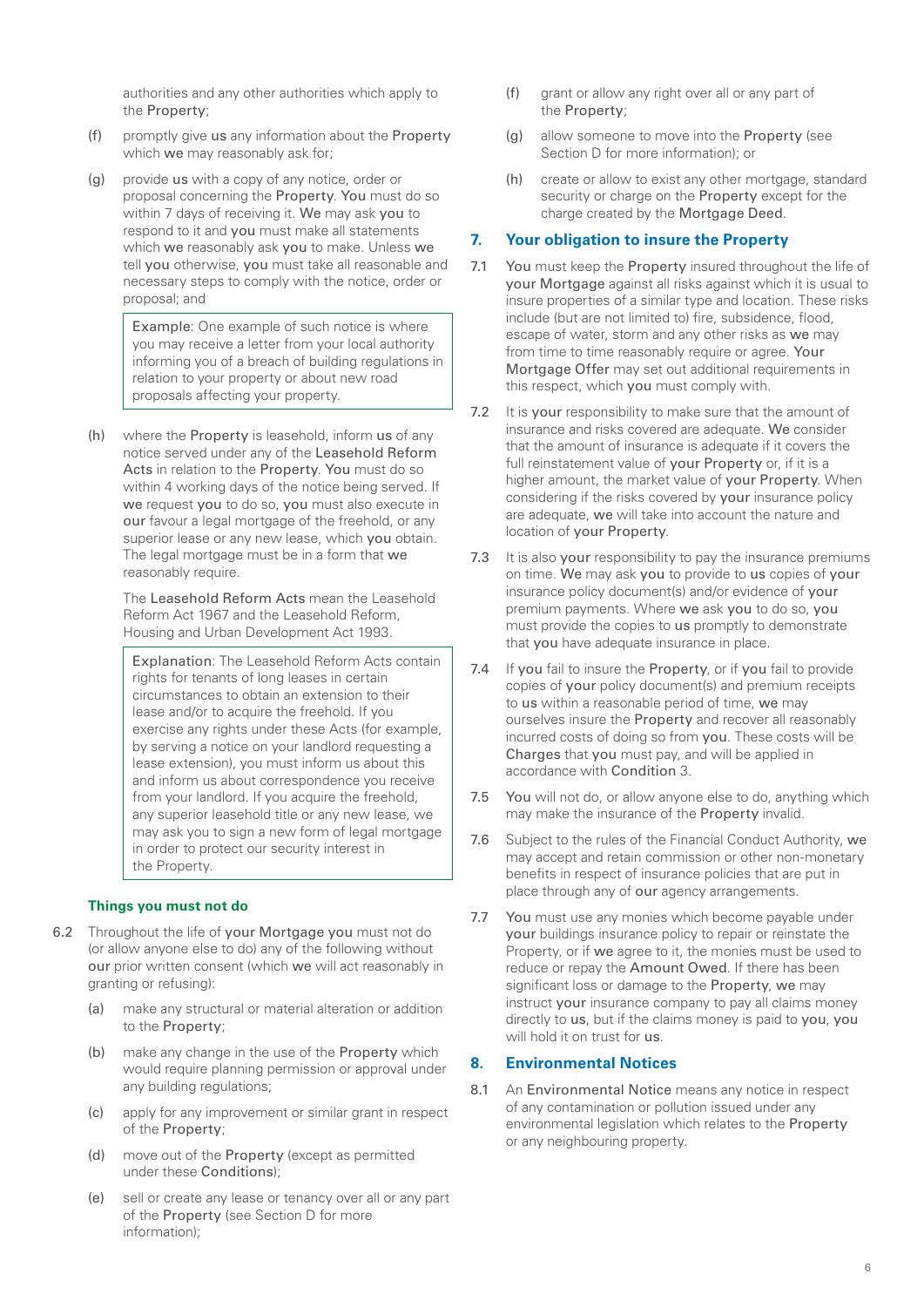authorities and any other authorities which apply to the Property;

(f) promptly give us any information about the Property which we may reasonably ask for;

(g) provide us with a copy of any notice, order or proposal concerning the Property. You must do so within 7 days of receiving it. We may ask you to respond to it and you must make all statements which we reasonably ask you to make. Unless we tell you otherwise, you must take all reasonable and necessary steps to comply with the notice, order or proposal; and

> Example: One example of such notice is where you may receive a letter from your local authority informing you of a breach of building regulations in relation to your property or about new road proposals affecting your property.

(h) where the Property is leasehold, inform us of any notice served under any of the Leasehold Reform Acts in relation to the Property. You must do so within 4 working days of the notice being served. If we request you to do so, you must also execute in our favour a legal mortgage of the freehold, or any superior lease or any new lease, which you obtain. The legal mortgage must be in a form that we reasonably require.

The Leasehold Reform Acts mean the Leasehold Reform Act 1967 and the Leasehold Reform, Housing and Urban Development Act 1993.

> Explanation: The Leasehold Reform Acts contain rights for tenants of long leases in certain circumstances to obtain an extension to their lease and/or to acquire the freehold. If you exercise any rights under these Acts (for example, by serving a notice on your landlord requesting a lease extension), you must inform us about this and inform us about correspondence you receive from your landlord. If you acquire the freehold, any superior leasehold title or any new lease, we may ask you to sign a new form of legal mortgage in order to protect our security interest in the Property.

### Things you must not do

6.2 Throughout the life of your Mortgage you must not do (or allow anyone else to do) any of the following without our prior written consent (which we will act reasonably in granting or refusing):

(a) make any structural or material alteration or addition to the Property;

(b) make any change in the use of the Property which would require planning permission or approval under any building regulations;

(c) apply for any improvement or similar grant in respect of the Property;

(d) move out of the Property (except as permitted under these Conditions);

(e) sell or create any lease or tenancy over all or any part of the Property (see Section D for more information);

(f) grant or allow any right over all or any part of the Property;

(g) allow someone to move into the Property (see Section D for more information); or

(h) create or allow to exist any other mortgage, standard security or charge on the Property except for the charge created by the Mortgage Deed.

## 7. Your obligation to insure the Property

7.1 You must keep the Property insured throughout the life of your Mortgage against all risks against which it is usual to insure properties of a similar type and location. These risks include (but are not limited to) fire, subsidence, flood, escape of water, storm and any other risks as we may from time to time reasonably require or agree. Your Mortgage Offer may set out additional requirements in this respect, which you must comply with.

7.2 It is your responsibility to make sure that the amount of insurance and risks covered are adequate. We consider that the amount of insurance is adequate if it covers the full reinstatement value of your Property or, if it is a higher amount, the market value of your Property. When considering if the risks covered by your insurance policy are adequate, we will take into account the nature and location of your Property.

7.3 It is also your responsibility to pay the insurance premiums on time. We may ask you to provide to us copies of your insurance policy document(s) and/or evidence of your premium payments. Where we ask you to do so, you must provide the copies to us promptly to demonstrate that you have adequate insurance in place.

7.4 If you fail to insure the Property, or if you fail to provide copies of your policy document(s) and premium receipts to us within a reasonable period of time, we may ourselves insure the Property and recover all reasonably incurred costs of doing so from you. These costs will be Charges that you must pay, and will be applied in accordance with Condition 3.

7.5 You will not do, or allow anyone else to do, anything which may make the insurance of the Property invalid.

7.6 Subject to the rules of the Financial Conduct Authority, we may accept and retain commission or other non-monetary benefits in respect of insurance policies that are put in place through any of our agency arrangements.

7.7 You must use any monies which become payable under your buildings insurance policy to repair or reinstate the Property, or if we agree to it, the monies must be used to reduce or repay the Amount Owed. If there has been significant loss or damage to the Property, we may instruct your insurance company to pay all claims money directly to us, but if the claims money is paid to you, you will hold it on trust for us.

## 8. Environmental Notices

8.1 An Environmental Notice means any notice in respect of any contamination or pollution issued under any environmental legislation which relates to the Property or any neighbouring property.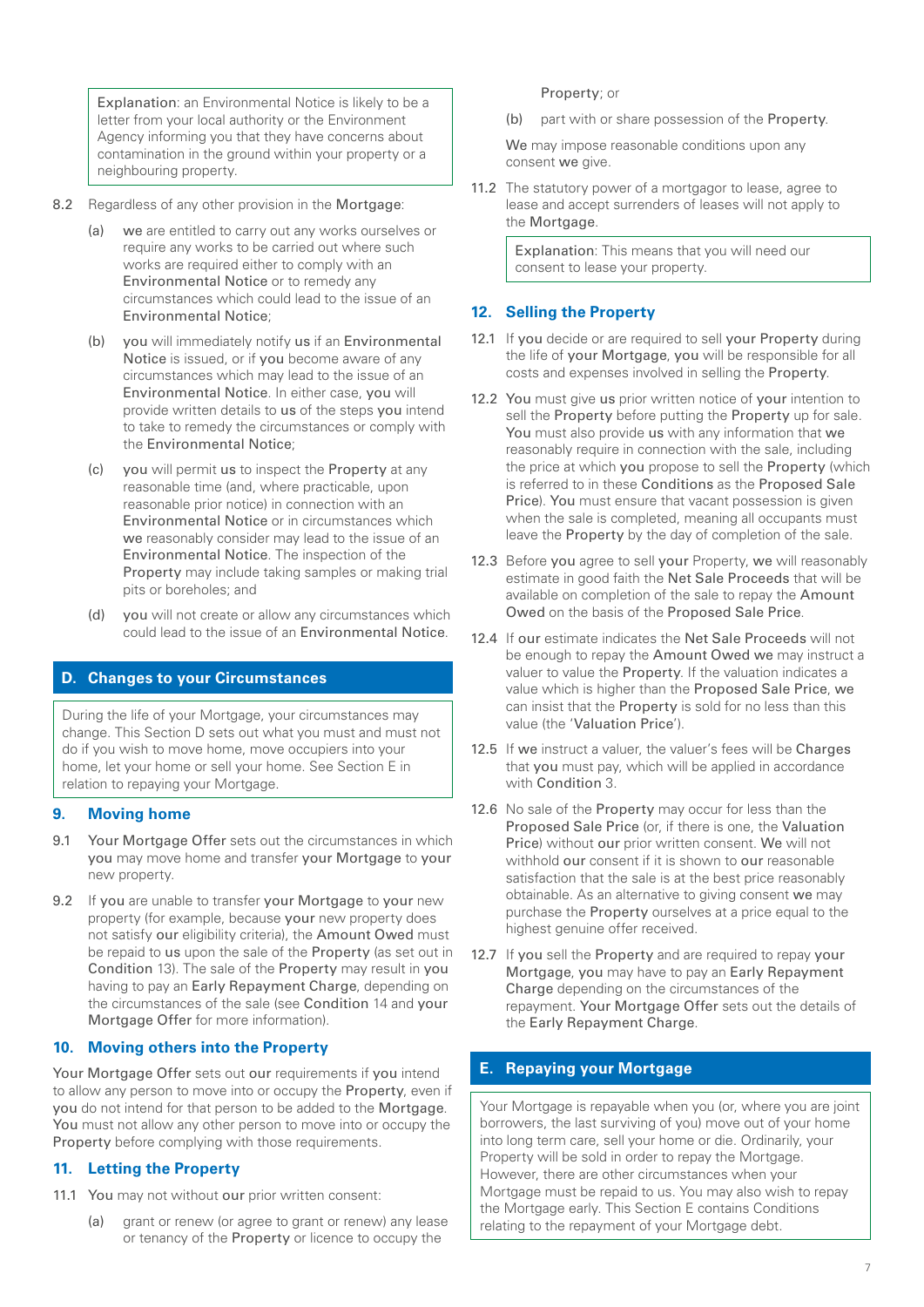> Explanation: an Environmental Notice is likely to be a letter from your local authority or the Environment Agency informing you that they have concerns about contamination in the ground within your property or a neighbouring property.

8.2 Regardless of any other provision in the Mortgage:

(a) we are entitled to carry out any works ourselves or require any works to be carried out where such works are required either to comply with an Environmental Notice or to remedy any circumstances which could lead to the issue of an Environmental Notice;

(b) you will immediately notify us if an Environmental Notice is issued, or if you become aware of any circumstances which may lead to the issue of an Environmental Notice. In either case, you will provide written details to us of the steps you intend to take to remedy the circumstances or comply with the Environmental Notice;

(c) you will permit us to inspect the Property at any reasonable time (and, where practicable, upon reasonable prior notice) in connection with an Environmental Notice or in circumstances which we reasonably consider may lead to the issue of an Environmental Notice. The inspection of the Property may include taking samples or making trial pits or boreholes; and

(d) you will not create or allow any circumstances which could lead to the issue of an Environmental Notice.

## D. Changes to your Circumstances

> During the life of your Mortgage, your circumstances may change. This Section D sets out what you must and must not do if you wish to move home, move occupiers into your home, let your home or sell your home. See Section E in relation to repaying your Mortgage.

### 9. Moving home

9.1 Your Mortgage Offer sets out the circumstances in which you may move home and transfer your Mortgage to your new property.

9.2 If you are unable to transfer your Mortgage to your new property (for example, because your new property does not satisfy our eligibility criteria), the Amount Owed must be repaid to us upon the sale of the Property (as set out in Condition 13). The sale of the Property may result in you having to pay an Early Repayment Charge, depending on the circumstances of the sale (see Condition 14 and your Mortgage Offer for more information).

### 10. Moving others into the Property

Your Mortgage Offer sets out our requirements if you intend to allow any person to move into or occupy the Property, even if you do not intend for that person to be added to the Mortgage. You must not allow any other person to move into or occupy the Property before complying with those requirements.

### 11. Letting the Property

11.1 You may not without our prior written consent:

(a) grant or renew (or agree to grant or renew) any lease or tenancy of the Property or licence to occupy the Property; or

(b) part with or share possession of the Property.

We may impose reasonable conditions upon any consent we give.

11.2 The statutory power of a mortgagor to lease, agree to lease and accept surrenders of leases will not apply to the Mortgage.

> Explanation: This means that you will need our consent to lease your property.

### 12. Selling the Property

12.1 If you decide or are required to sell your Property during the life of your Mortgage, you will be responsible for all costs and expenses involved in selling the Property.

12.2 You must give us prior written notice of your intention to sell the Property before putting the Property up for sale. You must also provide us with any information that we reasonably require in connection with the sale, including the price at which you propose to sell the Property (which is referred to in these Conditions as the Proposed Sale Price). You must ensure that vacant possession is given when the sale is completed, meaning all occupants must leave the Property by the day of completion of the sale.

12.3 Before you agree to sell your Property, we will reasonably estimate in good faith the Net Sale Proceeds that will be available on completion of the sale to repay the Amount Owed on the basis of the Proposed Sale Price.

12.4 If our estimate indicates the Net Sale Proceeds will not be enough to repay the Amount Owed we may instruct a valuer to value the Property. If the valuation indicates a value which is higher than the Proposed Sale Price, we can insist that the Property is sold for no less than this value (the 'Valuation Price').

12.5 If we instruct a valuer, the valuer's fees will be Charges that you must pay, which will be applied in accordance with Condition 3.

12.6 No sale of the Property may occur for less than the Proposed Sale Price (or, if there is one, the Valuation Price) without our prior written consent. We will not withhold our consent if it is shown to our reasonable satisfaction that the sale is at the best price reasonably obtainable. As an alternative to giving consent we may purchase the Property ourselves at a price equal to the highest genuine offer received.

12.7 If you sell the Property and are required to repay your Mortgage, you may have to pay an Early Repayment Charge depending on the circumstances of the repayment. Your Mortgage Offer sets out the details of the Early Repayment Charge.

## E. Repaying your Mortgage

> Your Mortgage is repayable when you (or, where you are joint borrowers, the last surviving of you) move out of your home into long term care, sell your home or die. Ordinarily, your Property will be sold in order to repay the Mortgage. However, there are other circumstances when your Mortgage must be repaid to us. You may also wish to repay the Mortgage early. This Section E contains Conditions relating to the repayment of your Mortgage debt.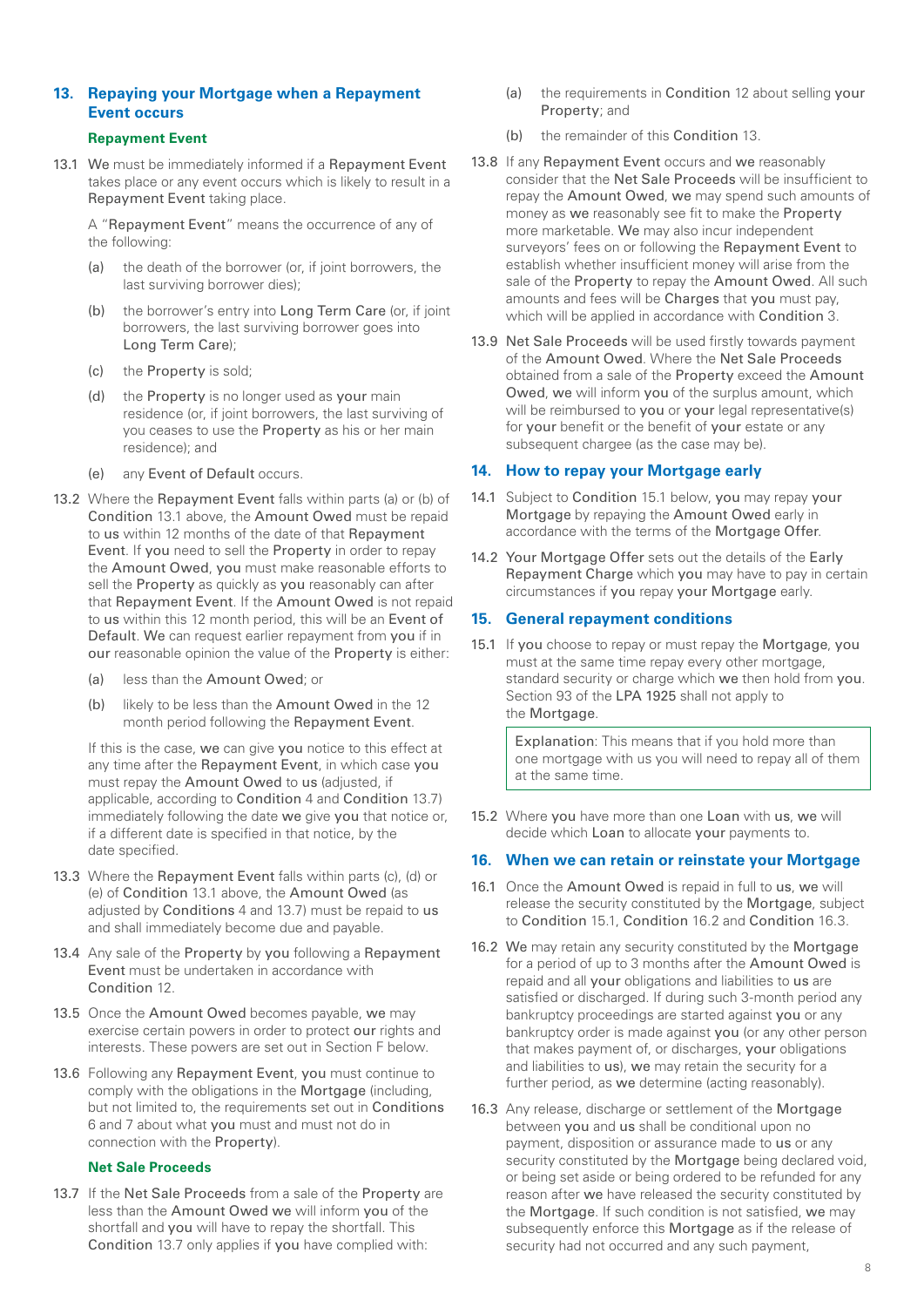## 13. Repaying your Mortgage when a Repayment Event occurs

### Repayment Event

13.1 We must be immediately informed if a Repayment Event takes place or any event occurs which is likely to result in a Repayment Event taking place.

A "Repayment Event" means the occurrence of any of the following:

(a) the death of the borrower (or, if joint borrowers, the last surviving borrower dies);

(b) the borrower's entry into Long Term Care (or, if joint borrowers, the last surviving borrower goes into Long Term Care);

(c) the Property is sold;

(d) the Property is no longer used as your main residence (or, if joint borrowers, the last surviving of you ceases to use the Property as his or her main residence); and

(e) any Event of Default occurs.

13.2 Where the Repayment Event falls within parts (a) or (b) of Condition 13.1 above, the Amount Owed must be repaid to us within 12 months of the date of that Repayment Event. If you need to sell the Property in order to repay the Amount Owed, you must make reasonable efforts to sell the Property as quickly as you reasonably can after that Repayment Event. If the Amount Owed is not repaid to us within this 12 month period, this will be an Event of Default. We can request earlier repayment from you if in our reasonable opinion the value of the Property is either:

(a) less than the Amount Owed; or

(b) likely to be less than the Amount Owed in the 12 month period following the Repayment Event.

If this is the case, we can give you notice to this effect at any time after the Repayment Event, in which case you must repay the Amount Owed to us (adjusted, if applicable, according to Condition 4 and Condition 13.7) immediately following the date we give you that notice or, if a different date is specified in that notice, by the date specified.

13.3 Where the Repayment Event falls within parts (c), (d) or (e) of Condition 13.1 above, the Amount Owed (as adjusted by Conditions 4 and 13.7) must be repaid to us and shall immediately become due and payable.

13.4 Any sale of the Property by you following a Repayment Event must be undertaken in accordance with Condition 12.

13.5 Once the Amount Owed becomes payable, we may exercise certain powers in order to protect our rights and interests. These powers are set out in Section F below.

13.6 Following any Repayment Event, you must continue to comply with the obligations in the Mortgage (including, but not limited to, the requirements set out in Conditions 6 and 7 about what you must and must not do in connection with the Property).

### Net Sale Proceeds

13.7 If the Net Sale Proceeds from a sale of the Property are less than the Amount Owed we will inform you of the shortfall and you will have to repay the shortfall. This Condition 13.7 only applies if you have complied with:

(a) the requirements in Condition 12 about selling your Property; and

(b) the remainder of this Condition 13.

13.8 If any Repayment Event occurs and we reasonably consider that the Net Sale Proceeds will be insufficient to repay the Amount Owed, we may spend such amounts of money as we reasonably see fit to make the Property more marketable. We may also incur independent surveyors' fees on or following the Repayment Event to establish whether insufficient money will arise from the sale of the Property to repay the Amount Owed. All such amounts and fees will be Charges that you must pay, which will be applied in accordance with Condition 3.

13.9 Net Sale Proceeds will be used firstly towards payment of the Amount Owed. Where the Net Sale Proceeds obtained from a sale of the Property exceed the Amount Owed, we will inform you of the surplus amount, which will be reimbursed to you or your legal representative(s) for your benefit or the benefit of your estate or any subsequent chargee (as the case may be).

## 14. How to repay your Mortgage early

14.1 Subject to Condition 15.1 below, you may repay your Mortgage by repaying the Amount Owed early in accordance with the terms of the Mortgage Offer.

14.2 Your Mortgage Offer sets out the details of the Early Repayment Charge which you may have to pay in certain circumstances if you repay your Mortgage early.

## 15. General repayment conditions

15.1 If you choose to repay or must repay the Mortgage, you must at the same time repay every other mortgage, standard security or charge which we then hold from you. Section 93 of the LPA 1925 shall not apply to the Mortgage.

> Explanation: This means that if you hold more than one mortgage with us you will need to repay all of them at the same time.

15.2 Where you have more than one Loan with us, we will decide which Loan to allocate your payments to.

## 16. When we can retain or reinstate your Mortgage

16.1 Once the Amount Owed is repaid in full to us, we will release the security constituted by the Mortgage, subject to Condition 15.1, Condition 16.2 and Condition 16.3.

16.2 We may retain any security constituted by the Mortgage for a period of up to 3 months after the Amount Owed is repaid and all your obligations and liabilities to us are satisfied or discharged. If during such 3-month period any bankruptcy proceedings are started against you or any bankruptcy order is made against you (or any other person that makes payment of, or discharges, your obligations and liabilities to us), we may retain the security for a further period, as we determine (acting reasonably).

16.3 Any release, discharge or settlement of the Mortgage between you and us shall be conditional upon no payment, disposition or assurance made to us or any security constituted by the Mortgage being declared void, or being set aside or being ordered to be refunded for any reason after we have released the security constituted by the Mortgage. If such condition is not satisfied, we may subsequently enforce this Mortgage as if the release of security had not occurred and any such payment,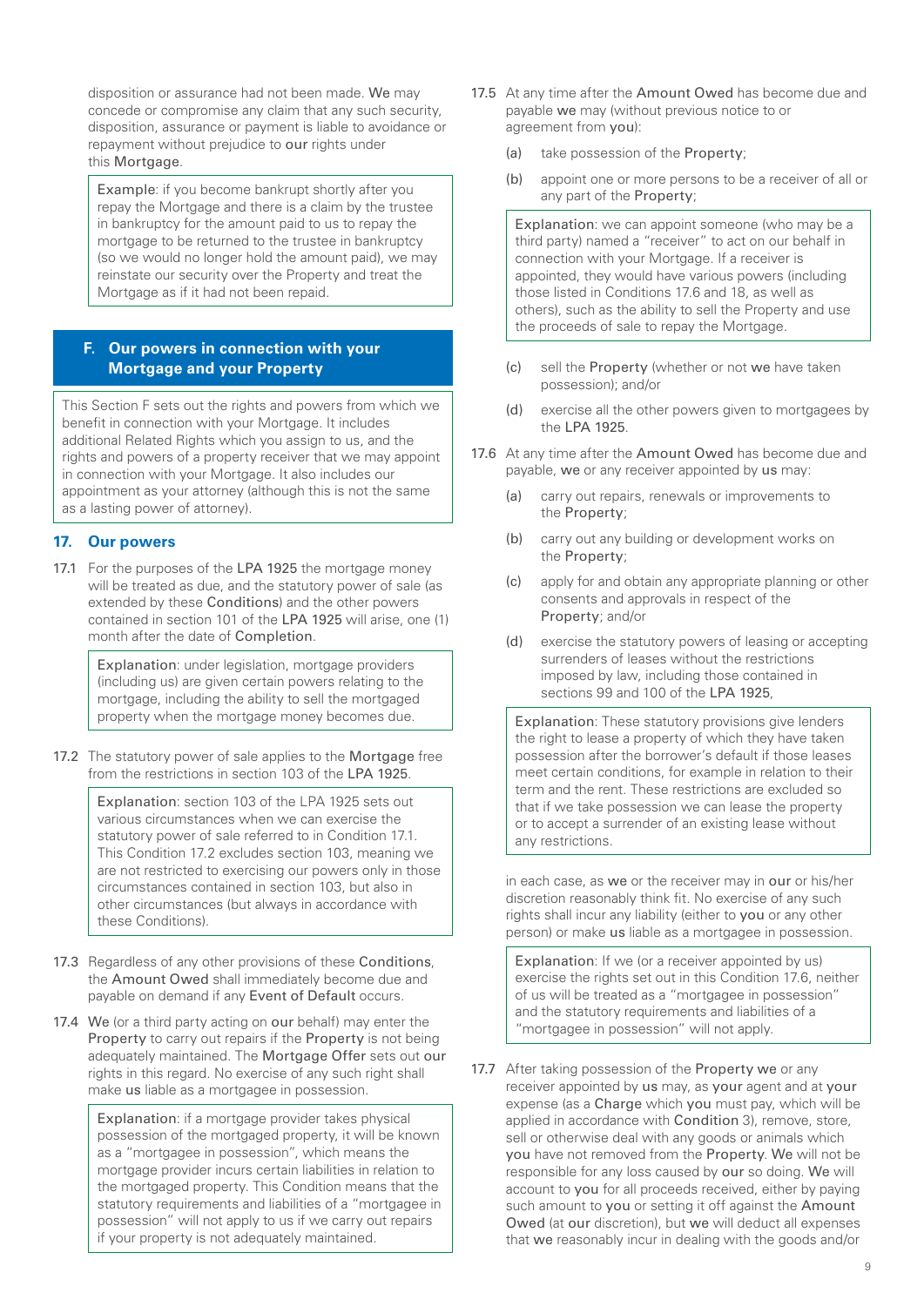disposition or assurance had not been made. We may concede or compromise any claim that any such security, disposition, assurance or payment is liable to avoidance or repayment without prejudice to our rights under this Mortgage.

> Example: if you become bankrupt shortly after you repay the Mortgage and there is a claim by the trustee in bankruptcy for the amount paid to us to repay the mortgage to be returned to the trustee in bankruptcy (so we would no longer hold the amount paid), we may reinstate our security over the Property and treat the Mortgage as if it had not been repaid.

## F. Our powers in connection with your Mortgage and your Property

> This Section F sets out the rights and powers from which we benefit in connection with your Mortgage. It includes additional Related Rights which you assign to us, and the rights and powers of a property receiver that we may appoint in connection with your Mortgage. It also includes our appointment as your attorney (although this is not the same as a lasting power of attorney).

### 17. Our powers

17.1 For the purposes of the LPA 1925 the mortgage money will be treated as due, and the statutory power of sale (as extended by these Conditions) and the other powers contained in section 101 of the LPA 1925 will arise, one (1) month after the date of Completion.

> Explanation: under legislation, mortgage providers (including us) are given certain powers relating to the mortgage, including the ability to sell the mortgaged property when the mortgage money becomes due.

17.2 The statutory power of sale applies to the Mortgage free from the restrictions in section 103 of the LPA 1925.

> Explanation: section 103 of the LPA 1925 sets out various circumstances when we can exercise the statutory power of sale referred to in Condition 17.1. This Condition 17.2 excludes section 103, meaning we are not restricted to exercising our powers only in those circumstances contained in section 103, but also in other circumstances (but always in accordance with these Conditions).

17.3 Regardless of any other provisions of these Conditions, the Amount Owed shall immediately become due and payable on demand if any Event of Default occurs.

17.4 We (or a third party acting on our behalf) may enter the Property to carry out repairs if the Property is not being adequately maintained. The Mortgage Offer sets out our rights in this regard. No exercise of any such right shall make us liable as a mortgagee in possession.

> Explanation: if a mortgage provider takes physical possession of the mortgaged property, it will be known as a "mortgagee in possession", which means the mortgage provider incurs certain liabilities in relation to the mortgaged property. This Condition means that the statutory requirements and liabilities of a "mortgagee in possession" will not apply to us if we carry out repairs if your property is not adequately maintained.

17.5 At any time after the Amount Owed has become due and payable we may (without previous notice to or agreement from you):

(a) take possession of the Property;

(b) appoint one or more persons to be a receiver of all or any part of the Property;

> Explanation: we can appoint someone (who may be a third party) named a "receiver" to act on our behalf in connection with your Mortgage. If a receiver is appointed, they would have various powers (including those listed in Conditions 17.6 and 18, as well as others), such as the ability to sell the Property and use the proceeds of sale to repay the Mortgage.

(c) sell the Property (whether or not we have taken possession); and/or

(d) exercise all the other powers given to mortgagees by the LPA 1925.

17.6 At any time after the Amount Owed has become due and payable, we or any receiver appointed by us may:

(a) carry out repairs, renewals or improvements to the Property;

(b) carry out any building or development works on the Property;

(c) apply for and obtain any appropriate planning or other consents and approvals in respect of the Property; and/or

(d) exercise the statutory powers of leasing or accepting surrenders of leases without the restrictions imposed by law, including those contained in sections 99 and 100 of the LPA 1925,

> Explanation: These statutory provisions give lenders the right to lease a property of which they have taken possession after the borrower's default if those leases meet certain conditions, for example in relation to their term and the rent. These restrictions are excluded so that if we take possession we can lease the property or to accept a surrender of an existing lease without any restrictions.

in each case, as we or the receiver may in our or his/her discretion reasonably think fit. No exercise of any such rights shall incur any liability (either to you or any other person) or make us liable as a mortgagee in possession.

> Explanation: If we (or a receiver appointed by us) exercise the rights set out in this Condition 17.6, neither of us will be treated as a "mortgagee in possession" and the statutory requirements and liabilities of a "mortgagee in possession" will not apply.

17.7 After taking possession of the Property we or any receiver appointed by us may, as your agent and at your expense (as a Charge which you must pay, which will be applied in accordance with Condition 3), remove, store, sell or otherwise deal with any goods or animals which you have not removed from the Property. We will not be responsible for any loss caused by our so doing. We will account to you for all proceeds received, either by paying such amount to you or setting it off against the Amount Owed (at our discretion), but we will deduct all expenses that we reasonably incur in dealing with the goods and/or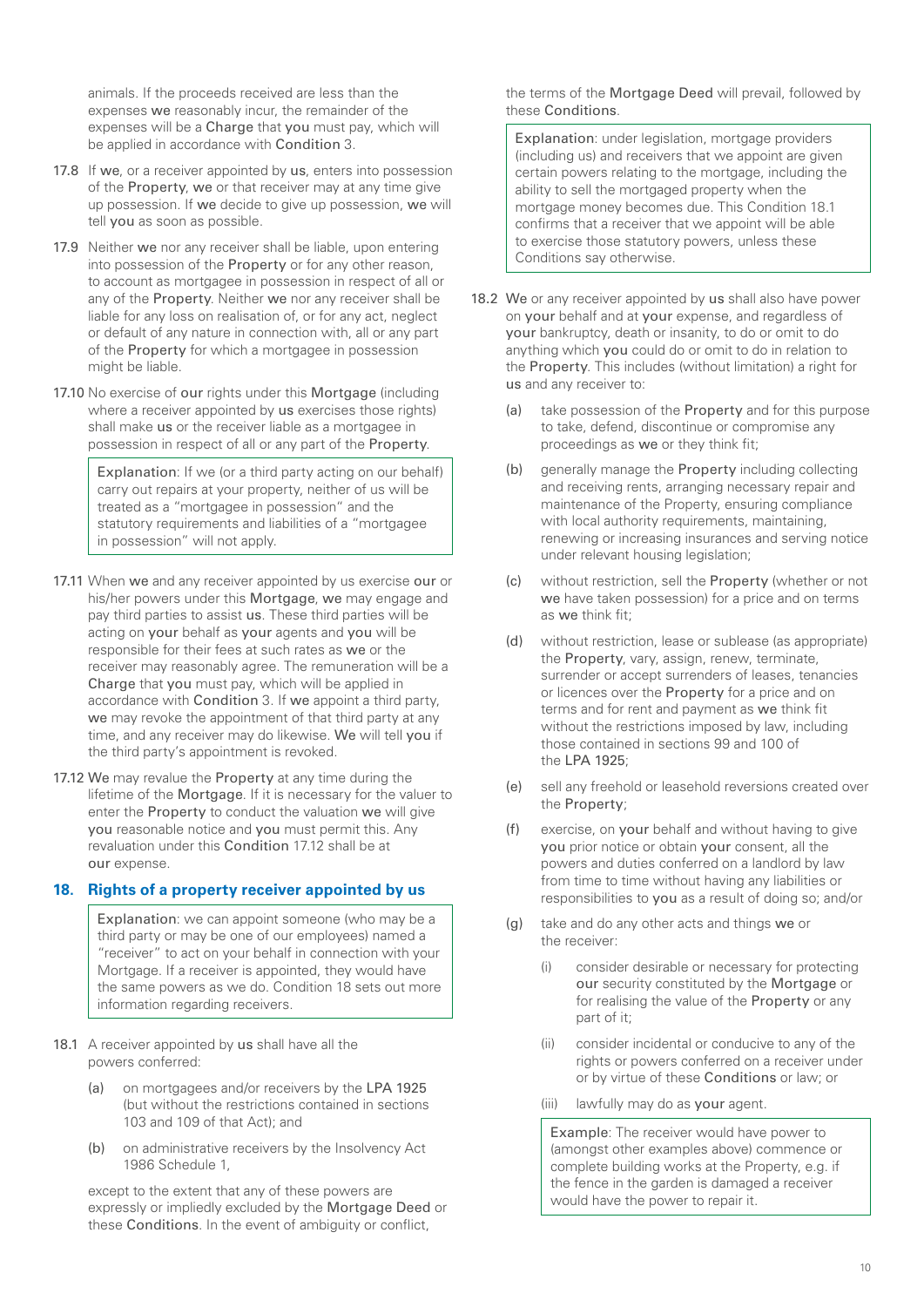animals. If the proceeds received are less than the expenses **we** reasonably incur, the remainder of the expenses will be a **Charge** that **you** must pay, which will be applied in accordance with **Condition** 3.

17.8 If **we**, or a receiver appointed by **us**, enters into possession of the **Property**, **we** or that receiver may at any time give up possession. If **we** decide to give up possession, **we** will tell **you** as soon as possible.

17.9 Neither **we** nor any receiver shall be liable, upon entering into possession of the **Property** or for any other reason, to account as mortgagee in possession in respect of all or any of the **Property**. Neither **we** nor any receiver shall be liable for any loss on realisation of, or for any act, neglect or default of any nature in connection with, all or any part of the **Property** for which a mortgagee in possession might be liable.

17.10 No exercise of **our** rights under this **Mortgage** (including where a receiver appointed by **us** exercises those rights) shall make **us** or the receiver liable as a mortgagee in possession in respect of all or any part of the **Property**.

> Explanation: If we (or a third party acting on our behalf) carry out repairs at your property, neither of us will be treated as a "mortgagee in possession" and the statutory requirements and liabilities of a "mortgagee in possession" will not apply.

17.11 When **we** and any receiver appointed by us exercise **our** or his/her powers under this **Mortgage**, **we** may engage and pay third parties to assist **us**. These third parties will be acting on **your** behalf as **your** agents and **you** will be responsible for their fees at such rates as **we** or the receiver may reasonably agree. The remuneration will be a **Charge** that **you** must pay, which will be applied in accordance with **Condition** 3. If **we** appoint a third party, **we** may revoke the appointment of that third party at any time, and any receiver may do likewise. **We** will tell **you** if the third party's appointment is revoked.

17.12 **We** may revalue the **Property** at any time during the lifetime of the **Mortgage**. If it is necessary for the valuer to enter the **Property** to conduct the valuation **we** will give **you** reasonable notice and **you** must permit this. Any revaluation under this **Condition** 17.12 shall be at **our** expense.

## 18. Rights of a property receiver appointed by us

> Explanation: we can appoint someone (who may be a third party or may be one of our employees) named a "receiver" to act on your behalf in connection with your Mortgage. If a receiver is appointed, they would have the same powers as we do. Condition 18 sets out more information regarding receivers.

18.1 A receiver appointed by **us** shall have all the powers conferred:

- (a) on mortgagees and/or receivers by the **LPA 1925** (but without the restrictions contained in sections 103 and 109 of that Act); and
- (b) on administrative receivers by the Insolvency Act 1986 Schedule 1,

except to the extent that any of these powers are expressly or impliedly excluded by the **Mortgage Deed** or these **Conditions**. In the event of ambiguity or conflict, the terms of the **Mortgage Deed** will prevail, followed by these **Conditions**.

> Explanation: under legislation, mortgage providers (including us) and receivers that we appoint are given certain powers relating to the mortgage, including the ability to sell the mortgaged property when the mortgage money becomes due. This Condition 18.1 confirms that a receiver that we appoint will be able to exercise those statutory powers, unless these Conditions say otherwise.

18.2 **We** or any receiver appointed by **us** shall also have power on **your** behalf and at **your** expense, and regardless of **your** bankruptcy, death or insanity, to do or omit to do anything which **you** could do or omit to do in relation to the **Property**. This includes (without limitation) a right for **us** and any receiver to:

- (a) take possession of the **Property** and for this purpose to take, defend, discontinue or compromise any proceedings as **we** or they think fit;
- (b) generally manage the **Property** including collecting and receiving rents, arranging necessary repair and maintenance of the Property, ensuring compliance with local authority requirements, maintaining, renewing or increasing insurances and serving notice under relevant housing legislation;
- (c) without restriction, sell the **Property** (whether or not **we** have taken possession) for a price and on terms as **we** think fit;
- (d) without restriction, lease or sublease (as appropriate) the **Property**, vary, assign, renew, terminate, surrender or accept surrenders of leases, tenancies or licences over the **Property** for a price and on terms and for rent and payment as **we** think fit without the restrictions imposed by law, including those contained in sections 99 and 100 of the **LPA 1925**;
- (e) sell any freehold or leasehold reversions created over the **Property**;
- (f) exercise, on **your** behalf and without having to give **you** prior notice or obtain **your** consent, all the powers and duties conferred on a landlord by law from time to time without having any liabilities or responsibilities to **you** as a result of doing so; and/or
- (g) take and do any other acts and things **we** or the receiver:
  - (i) consider desirable or necessary for protecting **our** security constituted by the **Mortgage** or for realising the value of the **Property** or any part of it;
  - (ii) consider incidental or conducive to any of the rights or powers conferred on a receiver under or by virtue of these **Conditions** or law; or
  - (iii) lawfully may do as **your** agent.

> Example: The receiver would have power to (amongst other examples above) commence or complete building works at the Property, e.g. if the fence in the garden is damaged a receiver would have the power to repair it.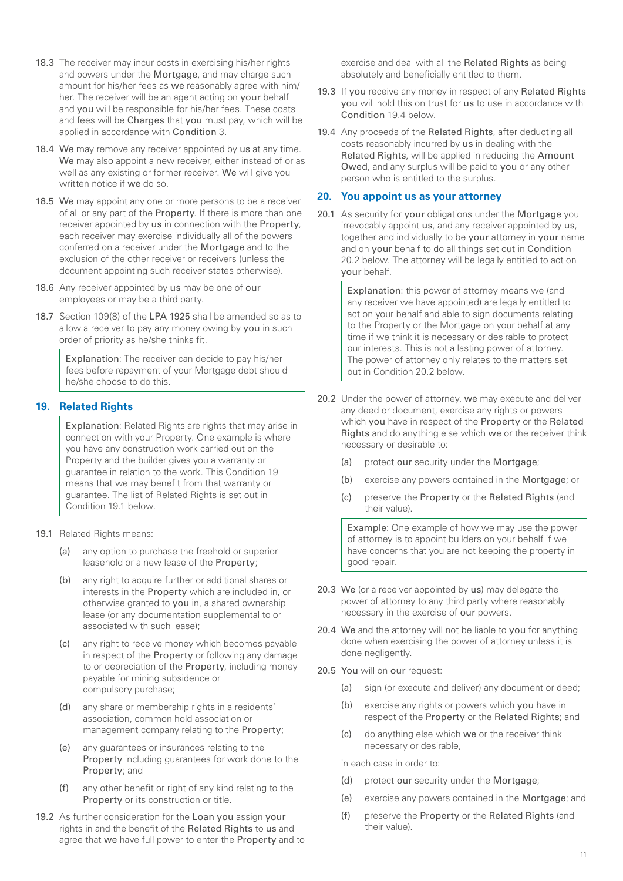18.3 The receiver may incur costs in exercising his/her rights and powers under the **Mortgage**, and may charge such amount for his/her fees as **we** reasonably agree with him/her. The receiver will be an agent acting on **your** behalf and **you** will be responsible for his/her fees. These costs and fees will be **Charges** that **you** must pay, which will be applied in accordance with **Condition** 3.

18.4 **We** may remove any receiver appointed by **us** at any time. **We** may also appoint a new receiver, either instead of or as well as any existing or former receiver. **We** will give you written notice if **we** do so.

18.5 **We** may appoint any one or more persons to be a receiver of all or any part of the **Property**. If there is more than one receiver appointed by **us** in connection with the **Property**, each receiver may exercise individually all of the powers conferred on a receiver under the **Mortgage** and to the exclusion of the other receiver or receivers (unless the document appointing such receiver states otherwise).

18.6 Any receiver appointed by **us** may be one of **our** employees or may be a third party.

18.7 Section 109(8) of the **LPA 1925** shall be amended so as to allow a receiver to pay any money owing by **you** in such order of priority as he/she thinks fit.

> Explanation: The receiver can decide to pay his/her fees before repayment of your Mortgage debt should he/she choose to do this.

## 19. Related Rights

> Explanation: Related Rights are rights that may arise in connection with your Property. One example is where you have any construction work carried out on the Property and the builder gives you a warranty or guarantee in relation to the work. This Condition 19 means that we may benefit from that warranty or guarantee. The list of Related Rights is set out in Condition 19.1 below.

19.1 Related Rights means:

(a) any option to purchase the freehold or superior leasehold or a new lease of the **Property**;

(b) any right to acquire further or additional shares or interests in the **Property** which are included in, or otherwise granted to **you** in, a shared ownership lease (or any documentation supplemental to or associated with such lease);

(c) any right to receive money which becomes payable in respect of the **Property** or following any damage to or depreciation of the **Property**, including money payable for mining subsidence or compulsory purchase;

(d) any share or membership rights in a residents' association, common hold association or management company relating to the **Property**;

(e) any guarantees or insurances relating to the **Property** including guarantees for work done to the **Property**; and

(f) any other benefit or right of any kind relating to the **Property** or its construction or title.

19.2 As further consideration for the **Loan you** assign **your** rights in and the benefit of the **Related Rights** to **us** and agree that **we** have full power to enter the **Property** and to exercise and deal with all the **Related Rights** as being absolutely and beneficially entitled to them.

19.3 If **you** receive any money in respect of any **Related Rights you** will hold this on trust for **us** to use in accordance with **Condition** 19.4 below.

19.4 Any proceeds of the **Related Rights**, after deducting all costs reasonably incurred by **us** in dealing with the **Related Rights**, will be applied in reducing the **Amount Owed**, and any surplus will be paid to **you** or any other person who is entitled to the surplus.

## 20. You appoint us as your attorney

20.1 As security for **your** obligations under the **Mortgage** you irrevocably appoint **us**, and any receiver appointed by **us**, together and individually to be **your** attorney in **your** name and on **your** behalf to do all things set out in **Condition** 20.2 below. The attorney will be legally entitled to act on **your** behalf.

> Explanation: this power of attorney means we (and any receiver we have appointed) are legally entitled to act on your behalf and able to sign documents relating to the Property or the Mortgage on your behalf at any time if we think it is necessary or desirable to protect our interests. This is not a lasting power of attorney. The power of attorney only relates to the matters set out in Condition 20.2 below.

20.2 Under the power of attorney, **we** may execute and deliver any deed or document, exercise any rights or powers which **you** have in respect of the **Property** or the **Related Rights** and do anything else which **we** or the receiver think necessary or desirable to:

(a) protect **our** security under the **Mortgage**;

(b) exercise any powers contained in the **Mortgage**; or

(c) preserve the **Property** or the **Related Rights** (and their value).

> Example: One example of how we may use the power of attorney is to appoint builders on your behalf if we have concerns that you are not keeping the property in good repair.

20.3 **We** (or a receiver appointed by **us**) may delegate the power of attorney to any third party where reasonably necessary in the exercise of **our** powers.

20.4 **We** and the attorney will not be liable to **you** for anything done when exercising the power of attorney unless it is done negligently.

20.5 **You** will on **our** request:

(a) sign (or execute and deliver) any document or deed;

(b) exercise any rights or powers which **you** have in respect of the **Property** or the **Related Rights**; and

(c) do anything else which **we** or the receiver think necessary or desirable,

in each case in order to:

(d) protect **our** security under the **Mortgage**;

(e) exercise any powers contained in the **Mortgage**; and

(f) preserve the **Property** or the **Related Rights** (and their value).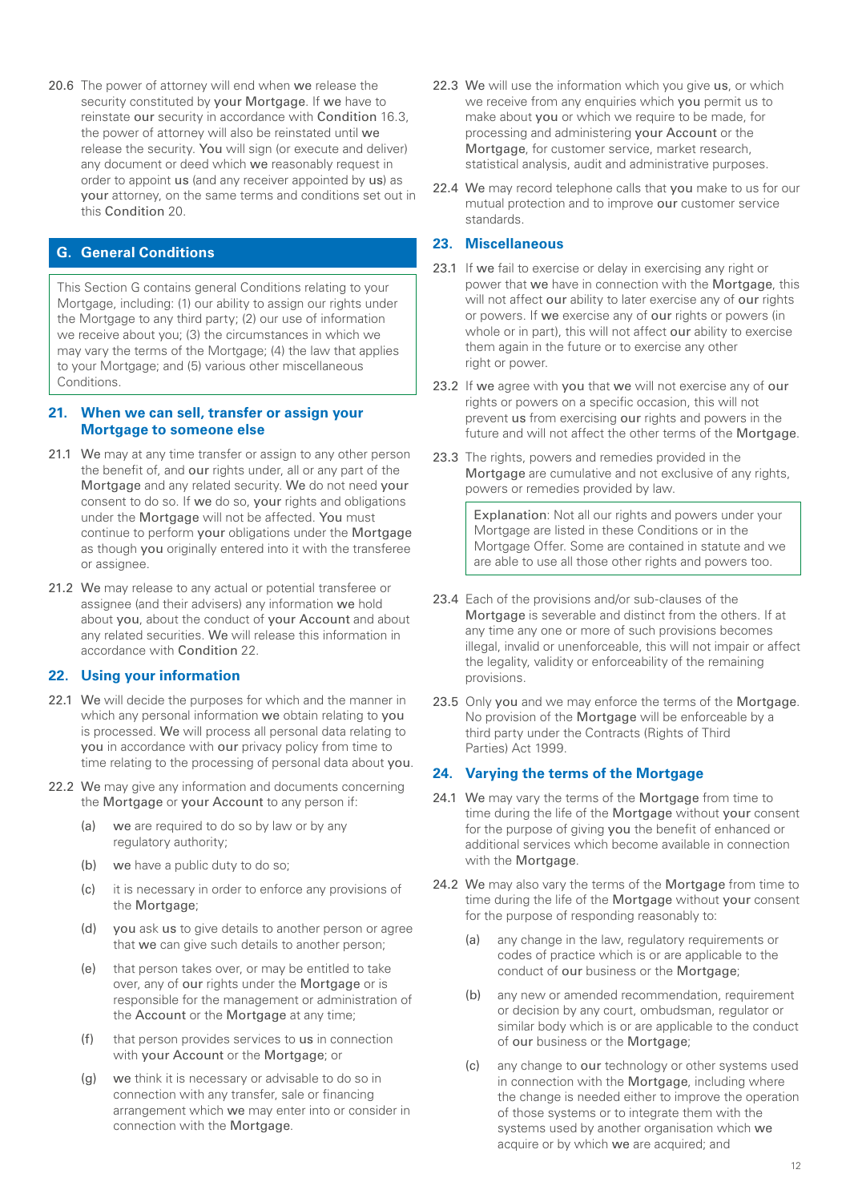20.6 The power of attorney will end when **we** release the security constituted by **your Mortgage**. If **we** have to reinstate **our** security in accordance with **Condition** 16.3, the power of attorney will also be reinstated until **we** release the security. **You** will sign (or execute and deliver) any document or deed which **we** reasonably request in order to appoint **us** (and any receiver appointed by **us**) as **your** attorney, on the same terms and conditions set out in this **Condition** 20.

## G. General Conditions

This Section G contains general Conditions relating to your Mortgage, including: (1) our ability to assign our rights under the Mortgage to any third party; (2) our use of information we receive about you; (3) the circumstances in which we may vary the terms of the Mortgage; (4) the law that applies to your Mortgage; and (5) various other miscellaneous Conditions.

### 21. When we can sell, transfer or assign your Mortgage to someone else

21.1 **We** may at any time transfer or assign to any other person the benefit of, and **our** rights under, all or any part of the **Mortgage** and any related security. **We** do not need **your** consent to do so. If **we** do so, **your** rights and obligations under the **Mortgage** will not be affected. **You** must continue to perform **your** obligations under the **Mortgage** as though **you** originally entered into it with the transferee or assignee.

21.2 **We** may release to any actual or potential transferee or assignee (and their advisers) any information **we** hold about **you**, about the conduct of **your Account** and about any related securities. **We** will release this information in accordance with **Condition** 22.

### 22. Using your information

22.1 **We** will decide the purposes for which and the manner in which any personal information **we** obtain relating to **you** is processed. **We** will process all personal data relating to **you** in accordance with **our** privacy policy from time to time relating to the processing of personal data about **you**.

22.2 **We** may give any information and documents concerning the **Mortgage** or **your Account** to any person if:

(a) **we** are required to do so by law or by any regulatory authority;

(b) **we** have a public duty to do so;

(c) it is necessary in order to enforce any provisions of the **Mortgage**;

(d) **you** ask **us** to give details to another person or agree that **we** can give such details to another person;

(e) that person takes over, or may be entitled to take over, any of **our** rights under the **Mortgage** or is responsible for the management or administration of the **Account** or the **Mortgage** at any time;

(f) that person provides services to **us** in connection with **your Account** or the **Mortgage**; or

(g) **we** think it is necessary or advisable to do so in connection with any transfer, sale or financing arrangement which **we** may enter into or consider in connection with the **Mortgage**.

22.3 **We** will use the information which you give **us**, or which we receive from any enquiries which **you** permit us to make about **you** or which we require to be made, for processing and administering **your Account** or the **Mortgage**, for customer service, market research, statistical analysis, audit and administrative purposes.

22.4 **We** may record telephone calls that **you** make to us for our mutual protection and to improve **our** customer service standards.

### 23. Miscellaneous

23.1 If **we** fail to exercise or delay in exercising any right or power that **we** have in connection with the **Mortgage**, this will not affect **our** ability to later exercise any of **our** rights or powers. If **we** exercise any of **our** rights or powers (in whole or in part), this will not affect **our** ability to exercise them again in the future or to exercise any other right or power.

23.2 If **we** agree with **you** that **we** will not exercise any of **our** rights or powers on a specific occasion, this will not prevent **us** from exercising **our** rights and powers in the future and will not affect the other terms of the **Mortgage**.

23.3 The rights, powers and remedies provided in the **Mortgage** are cumulative and not exclusive of any rights, powers or remedies provided by law.

Explanation: Not all our rights and powers under your Mortgage are listed in these Conditions or in the Mortgage Offer. Some are contained in statute and we are able to use all those other rights and powers too.

23.4 Each of the provisions and/or sub-clauses of the **Mortgage** is severable and distinct from the others. If at any time any one or more of such provisions becomes illegal, invalid or unenforceable, this will not impair or affect the legality, validity or enforceability of the remaining provisions.

23.5 Only **you** and we may enforce the terms of the **Mortgage**. No provision of the **Mortgage** will be enforceable by a third party under the Contracts (Rights of Third Parties) Act 1999.

### 24. Varying the terms of the Mortgage

24.1 **We** may vary the terms of the **Mortgage** from time to time during the life of the **Mortgage** without **your** consent for the purpose of giving **you** the benefit of enhanced or additional services which become available in connection with the **Mortgage**.

24.2 **We** may also vary the terms of the **Mortgage** from time to time during the life of the **Mortgage** without **your** consent for the purpose of responding reasonably to:

(a) any change in the law, regulatory requirements or codes of practice which is or are applicable to the conduct of **our** business or the **Mortgage**;

(b) any new or amended recommendation, requirement or decision by any court, ombudsman, regulator or similar body which is or are applicable to the conduct of **our** business or the **Mortgage**;

(c) any change to **our** technology or other systems used in connection with the **Mortgage**, including where the change is needed either to improve the operation of those systems or to integrate them with the systems used by another organisation which **we** acquire or by which **we** are acquired; and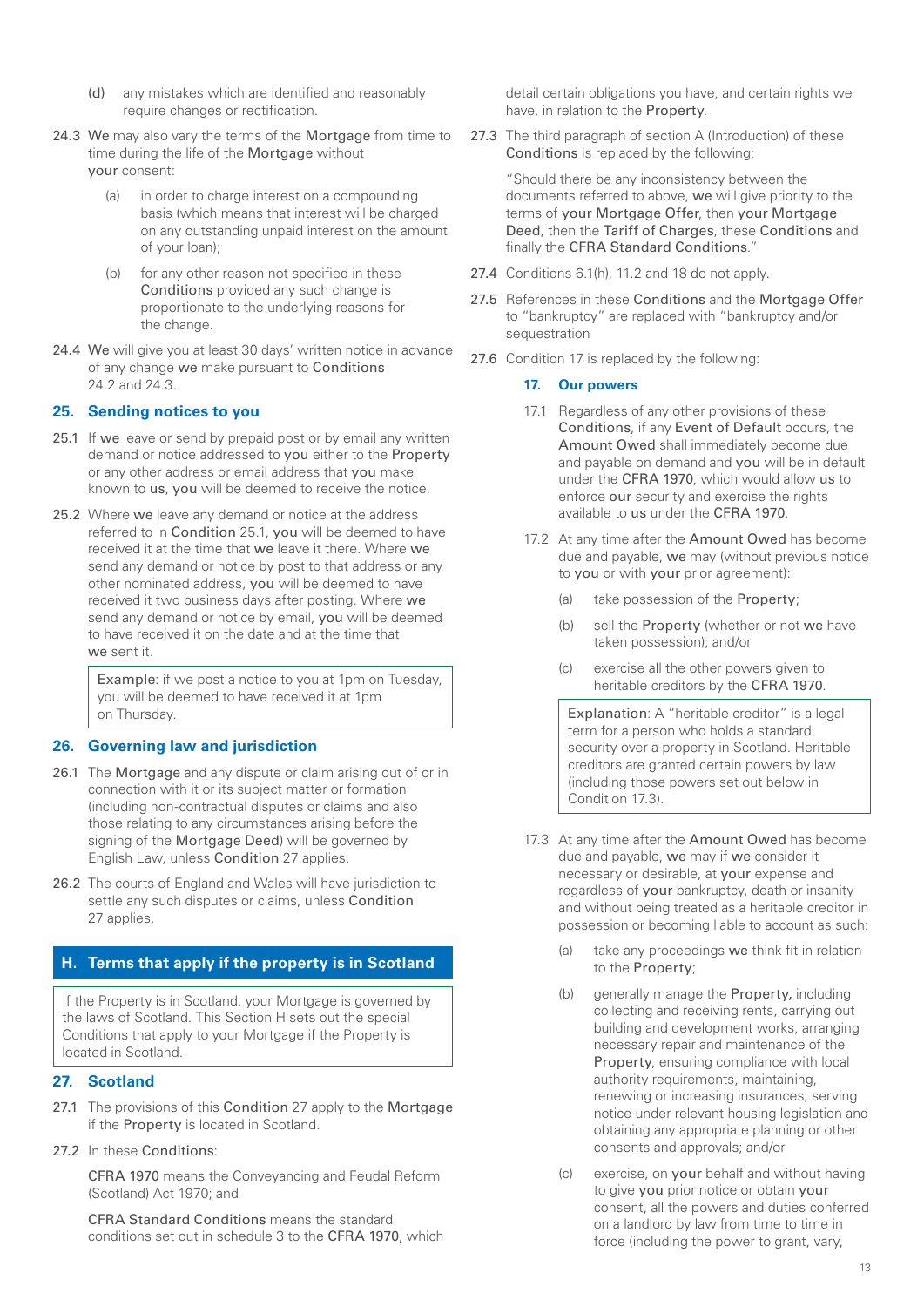(d) any mistakes which are identified and reasonably require changes or rectification.

24.3 **We** may also vary the terms of the **Mortgage** from time to time during the life of the **Mortgage** without **your** consent:

(a) in order to charge interest on a compounding basis (which means that interest will be charged on any outstanding unpaid interest on the amount of your loan);

(b) for any other reason not specified in these **Conditions** provided any such change is proportionate to the underlying reasons for the change.

24.4 **We** will give you at least 30 days' written notice in advance of any change **we** make pursuant to **Conditions** 24.2 and 24.3.

## 25. Sending notices to you

25.1 If **we** leave or send by prepaid post or by email any written demand or notice addressed to **you** either to the **Property** or any other address or email address that **you** make known to **us**, **you** will be deemed to receive the notice.

25.2 Where **we** leave any demand or notice at the address referred to in **Condition** 25.1, **you** will be deemed to have received it at the time that **we** leave it there. Where **we** send any demand or notice by post to that address or any other nominated address, **you** will be deemed to have received it two business days after posting. Where **we** send any demand or notice by email, **you** will be deemed to have received it on the date and at the time that **we** sent it.

> **Example**: if we post a notice to you at 1pm on Tuesday, you will be deemed to have received it at 1pm on Thursday.

## 26. Governing law and jurisdiction

26.1 The **Mortgage** and any dispute or claim arising out of or in connection with it or its subject matter or formation (including non-contractual disputes or claims and also those relating to any circumstances arising before the signing of the **Mortgage Deed**) will be governed by English Law, unless **Condition** 27 applies.

26.2 The courts of England and Wales will have jurisdiction to settle any such disputes or claims, unless **Condition** 27 applies.

# H. Terms that apply if the property is in Scotland

> If the Property is in Scotland, your Mortgage is governed by the laws of Scotland. This Section H sets out the special Conditions that apply to your Mortgage if the Property is located in Scotland.

## 27. Scotland

27.1 The provisions of this **Condition** 27 apply to the **Mortgage** if the **Property** is located in Scotland.

27.2 In these **Conditions**:

**CFRA 1970** means the Conveyancing and Feudal Reform (Scotland) Act 1970; and

**CFRA Standard Conditions** means the standard conditions set out in schedule 3 to the **CFRA 1970**, which detail certain obligations you have, and certain rights we have, in relation to the **Property**.

27.3 The third paragraph of section A (Introduction) of these **Conditions** is replaced by the following:

"Should there be any inconsistency between the documents referred to above, **we** will give priority to the terms of **your Mortgage Offer**, then **your Mortgage Deed**, then the **Tariff of Charges**, these **Conditions** and finally the **CFRA Standard Conditions**."

27.4 Conditions 6.1(h), 11.2 and 18 do not apply.

27.5 References in these **Conditions** and the **Mortgage Offer** to "bankruptcy" are replaced with "bankruptcy and/or sequestration

27.6 Condition 17 is replaced by the following:

### 17. Our powers

17.1 Regardless of any other provisions of these **Conditions**, if any **Event of Default** occurs, the **Amount Owed** shall immediately become due and payable on demand and **you** will be in default under the **CFRA 1970**, which would allow **us** to enforce **our** security and exercise the rights available to **us** under the **CFRA 1970**.

17.2 At any time after the **Amount Owed** has become due and payable, **we** may (without previous notice to **you** or with **your** prior agreement):

(a) take possession of the **Property**;

(b) sell the **Property** (whether or not **we** have taken possession); and/or

(c) exercise all the other powers given to heritable creditors by the **CFRA 1970**.

> **Explanation**: A "heritable creditor" is a legal term for a person who holds a standard security over a property in Scotland. Heritable creditors are granted certain powers by law (including those powers set out below in Condition 17.3).

17.3 At any time after the **Amount Owed** has become due and payable, **we** may if **we** consider it necessary or desirable, at **your** expense and regardless of **your** bankruptcy, death or insanity and without being treated as a heritable creditor in possession or becoming liable to account as such:

(a) take any proceedings **we** think fit in relation to the **Property**;

(b) generally manage the **Property,** including collecting and receiving rents, carrying out building and development works, arranging necessary repair and maintenance of the **Property**, ensuring compliance with local authority requirements, maintaining, renewing or increasing insurances, serving notice under relevant housing legislation and obtaining any appropriate planning or other consents and approvals; and/or

(c) exercise, on **your** behalf and without having to give **you** prior notice or obtain **your** consent, all the powers and duties conferred on a landlord by law from time to time in force (including the power to grant, vary,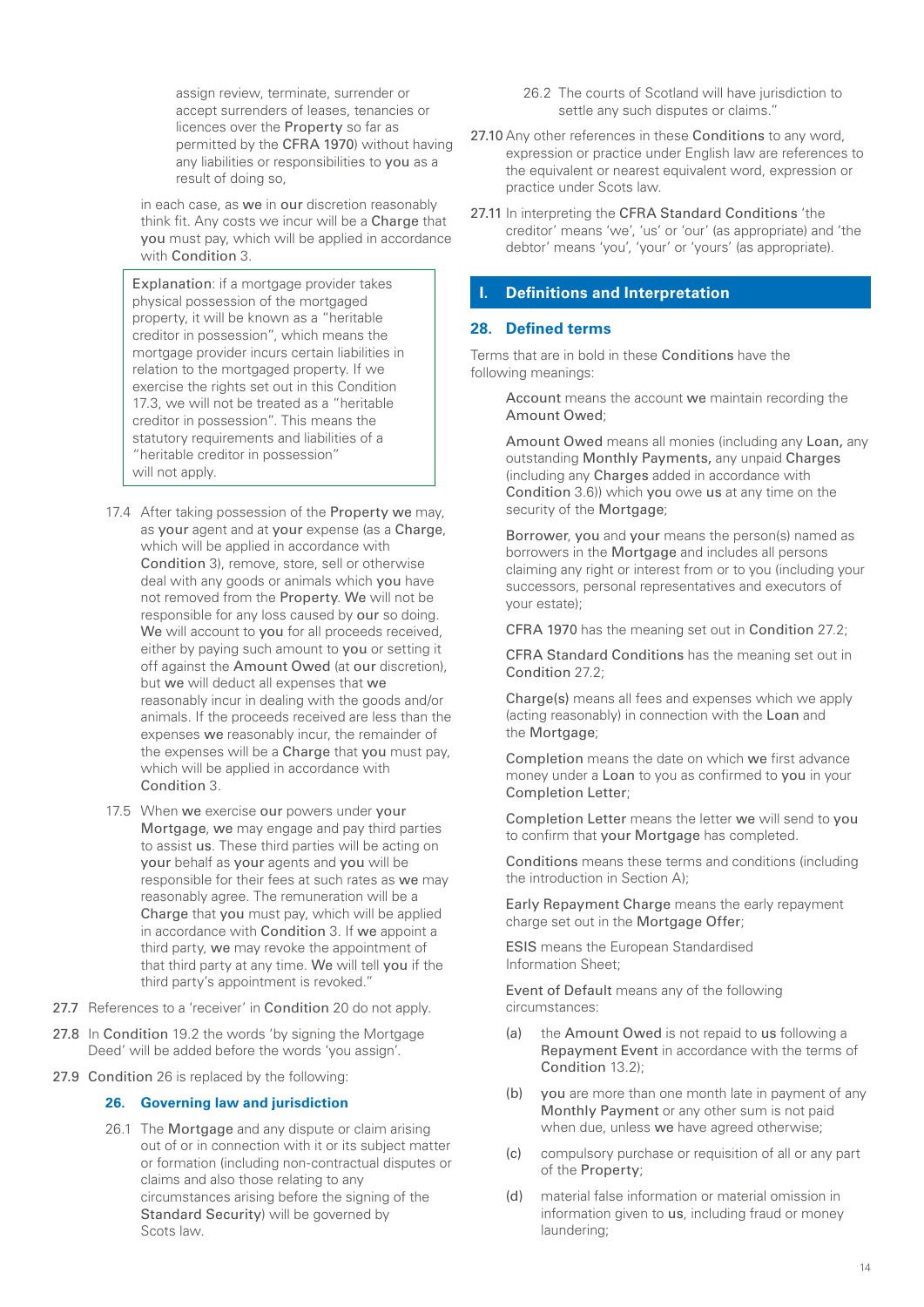assign review, terminate, surrender or accept surrenders of leases, tenancies or licences over the Property so far as permitted by the CFRA 1970) without having any liabilities or responsibilities to you as a result of doing so,

in each case, as we in our discretion reasonably think fit. Any costs we incur will be a Charge that you must pay, which will be applied in accordance with Condition 3.

> Explanation: if a mortgage provider takes physical possession of the mortgaged property, it will be known as a "heritable creditor in possession", which means the mortgage provider incurs certain liabilities in relation to the mortgaged property. If we exercise the rights set out in this Condition 17.3, we will not be treated as a "heritable creditor in possession". This means the statutory requirements and liabilities of a "heritable creditor in possession" will not apply.

17.4 After taking possession of the Property we may, as your agent and at your expense (as a Charge, which will be applied in accordance with Condition 3), remove, store, sell or otherwise deal with any goods or animals which you have not removed from the Property. We will not be responsible for any loss caused by our so doing. We will account to you for all proceeds received, either by paying such amount to you or setting it off against the Amount Owed (at our discretion), but we will deduct all expenses that we reasonably incur in dealing with the goods and/or animals. If the proceeds received are less than the expenses we reasonably incur, the remainder of the expenses will be a Charge that you must pay, which will be applied in accordance with Condition 3.

17.5 When we exercise our powers under your Mortgage, we may engage and pay third parties to assist us. These third parties will be acting on your behalf as your agents and you will be responsible for their fees at such rates as we may reasonably agree. The remuneration will be a Charge that you must pay, which will be applied in accordance with Condition 3. If we appoint a third party, we may revoke the appointment of that third party at any time. We will tell you if the third party's appointment is revoked."

27.7 References to a 'receiver' in Condition 20 do not apply.

27.8 In Condition 19.2 the words 'by signing the Mortgage Deed' will be added before the words 'you assign'.

27.9 Condition 26 is replaced by the following:

**26. Governing law and jurisdiction**

26.1 The Mortgage and any dispute or claim arising out of or in connection with it or its subject matter or formation (including non-contractual disputes or claims and also those relating to any circumstances arising before the signing of the Standard Security) will be governed by Scots law.

26.2 The courts of Scotland will have jurisdiction to settle any such disputes or claims."

27.10 Any other references in these Conditions to any word, expression or practice under English law are references to the equivalent or nearest equivalent word, expression or practice under Scots law.

27.11 In interpreting the CFRA Standard Conditions 'the creditor' means 'we', 'us' or 'our' (as appropriate) and 'the debtor' means 'you', 'your' or 'yours' (as appropriate).

# I. Definitions and Interpretation

## 28. Defined terms

Terms that are in bold in these Conditions have the following meanings:

Account means the account we maintain recording the Amount Owed;

Amount Owed means all monies (including any Loan, any outstanding Monthly Payments, any unpaid Charges (including any Charges added in accordance with Condition 3.6)) which you owe us at any time on the security of the Mortgage;

Borrower, you and your means the person(s) named as borrowers in the Mortgage and includes all persons claiming any right or interest from or to you (including your successors, personal representatives and executors of your estate);

CFRA 1970 has the meaning set out in Condition 27.2;

CFRA Standard Conditions has the meaning set out in Condition 27.2;

Charge(s) means all fees and expenses which we apply (acting reasonably) in connection with the Loan and the Mortgage;

Completion means the date on which we first advance money under a Loan to you as confirmed to you in your Completion Letter;

Completion Letter means the letter we will send to you to confirm that your Mortgage has completed.

Conditions means these terms and conditions (including the introduction in Section A);

Early Repayment Charge means the early repayment charge set out in the Mortgage Offer;

ESIS means the European Standardised Information Sheet;

Event of Default means any of the following circumstances:

(a) the Amount Owed is not repaid to us following a Repayment Event in accordance with the terms of Condition 13.2);

(b) you are more than one month late in payment of any Monthly Payment or any other sum is not paid when due, unless we have agreed otherwise;

(c) compulsory purchase or requisition of all or any part of the Property;

(d) material false information or material omission in information given to us, including fraud or money laundering;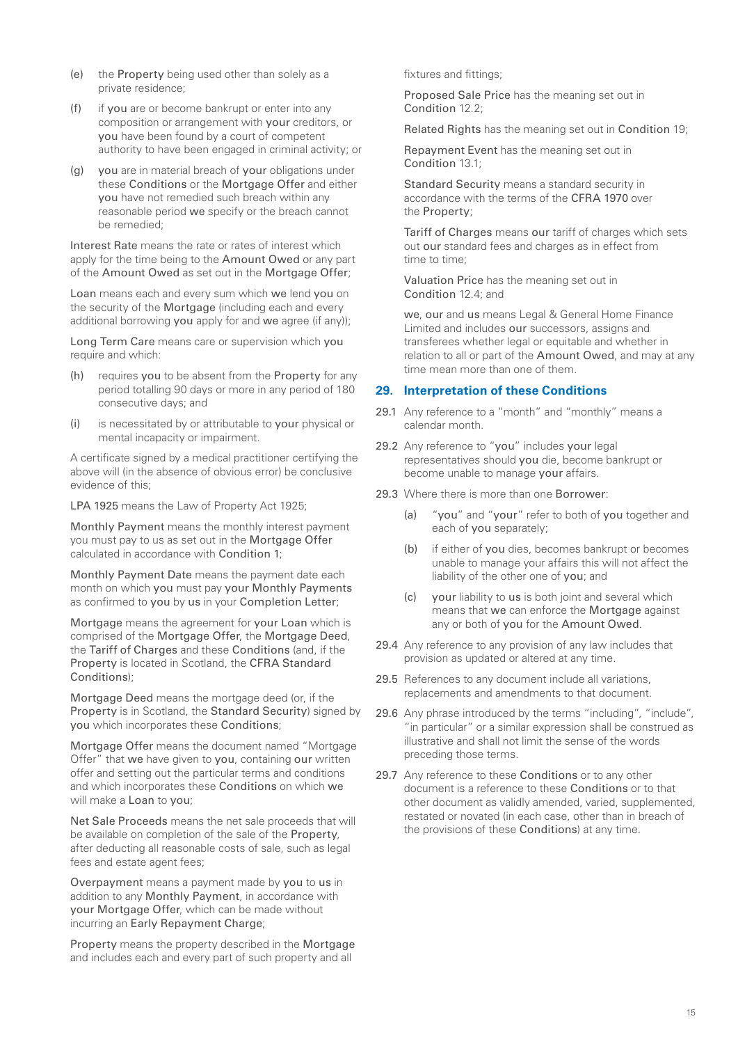(e) the Property being used other than solely as a private residence;

(f) if you are or become bankrupt or enter into any composition or arrangement with your creditors, or you have been found by a court of competent authority to have been engaged in criminal activity; or

(g) you are in material breach of your obligations under these Conditions or the Mortgage Offer and either you have not remedied such breach within any reasonable period we specify or the breach cannot be remedied;

Interest Rate means the rate or rates of interest which apply for the time being to the Amount Owed or any part of the Amount Owed as set out in the Mortgage Offer;

Loan means each and every sum which we lend you on the security of the Mortgage (including each and every additional borrowing you apply for and we agree (if any));

Long Term Care means care or supervision which you require and which:

(h) requires you to be absent from the Property for any period totalling 90 days or more in any period of 180 consecutive days; and

(i) is necessitated by or attributable to your physical or mental incapacity or impairment.

A certificate signed by a medical practitioner certifying the above will (in the absence of obvious error) be conclusive evidence of this;

LPA 1925 means the Law of Property Act 1925;

Monthly Payment means the monthly interest payment you must pay to us as set out in the Mortgage Offer calculated in accordance with Condition 1;

Monthly Payment Date means the payment date each month on which you must pay your Monthly Payments as confirmed to you by us in your Completion Letter;

Mortgage means the agreement for your Loan which is comprised of the Mortgage Offer, the Mortgage Deed, the Tariff of Charges and these Conditions (and, if the Property is located in Scotland, the CFRA Standard Conditions);

Mortgage Deed means the mortgage deed (or, if the Property is in Scotland, the Standard Security) signed by you which incorporates these Conditions;

Mortgage Offer means the document named "Mortgage Offer" that we have given to you, containing our written offer and setting out the particular terms and conditions and which incorporates these Conditions on which we will make a Loan to you;

Net Sale Proceeds means the net sale proceeds that will be available on completion of the sale of the Property, after deducting all reasonable costs of sale, such as legal fees and estate agent fees;

Overpayment means a payment made by you to us in addition to any Monthly Payment, in accordance with your Mortgage Offer, which can be made without incurring an Early Repayment Charge;

Property means the property described in the Mortgage and includes each and every part of such property and all fixtures and fittings;

Proposed Sale Price has the meaning set out in Condition 12.2;

Related Rights has the meaning set out in Condition 19;

Repayment Event has the meaning set out in Condition 13.1;

Standard Security means a standard security in accordance with the terms of the CFRA 1970 over the Property;

Tariff of Charges means our tariff of charges which sets out our standard fees and charges as in effect from time to time;

Valuation Price has the meaning set out in Condition 12.4; and

we, our and us means Legal & General Home Finance Limited and includes our successors, assigns and transferees whether legal or equitable and whether in relation to all or part of the Amount Owed, and may at any time mean more than one of them.

## 29. Interpretation of these Conditions

29.1 Any reference to a "month" and "monthly" means a calendar month.

29.2 Any reference to "you" includes your legal representatives should you die, become bankrupt or become unable to manage your affairs.

29.3 Where there is more than one Borrower:

(a) "you" and "your" refer to both of you together and each of you separately;

(b) if either of you dies, becomes bankrupt or becomes unable to manage your affairs this will not affect the liability of the other one of you; and

(c) your liability to us is both joint and several which means that we can enforce the Mortgage against any or both of you for the Amount Owed.

29.4 Any reference to any provision of any law includes that provision as updated or altered at any time.

29.5 References to any document include all variations, replacements and amendments to that document.

29.6 Any phrase introduced by the terms "including", "include", "in particular" or a similar expression shall be construed as illustrative and shall not limit the sense of the words preceding those terms.

29.7 Any reference to these Conditions or to any other document is a reference to these Conditions or to that other document as validly amended, varied, supplemented, restated or novated (in each case, other than in breach of the provisions of these Conditions) at any time.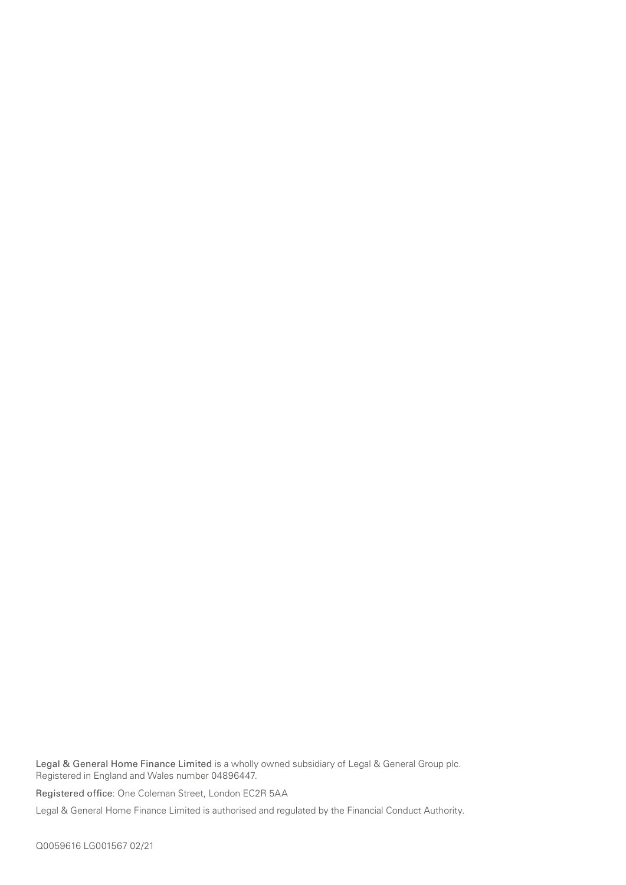Legal & General Home Finance Limited is a wholly owned subsidiary of Legal & General Group plc. Registered in England and Wales number 04896447.

Registered office: One Coleman Street, London EC2R 5AA

Legal & General Home Finance Limited is authorised and regulated by the Financial Conduct Authority.

Q0059616 LG001567 02/21